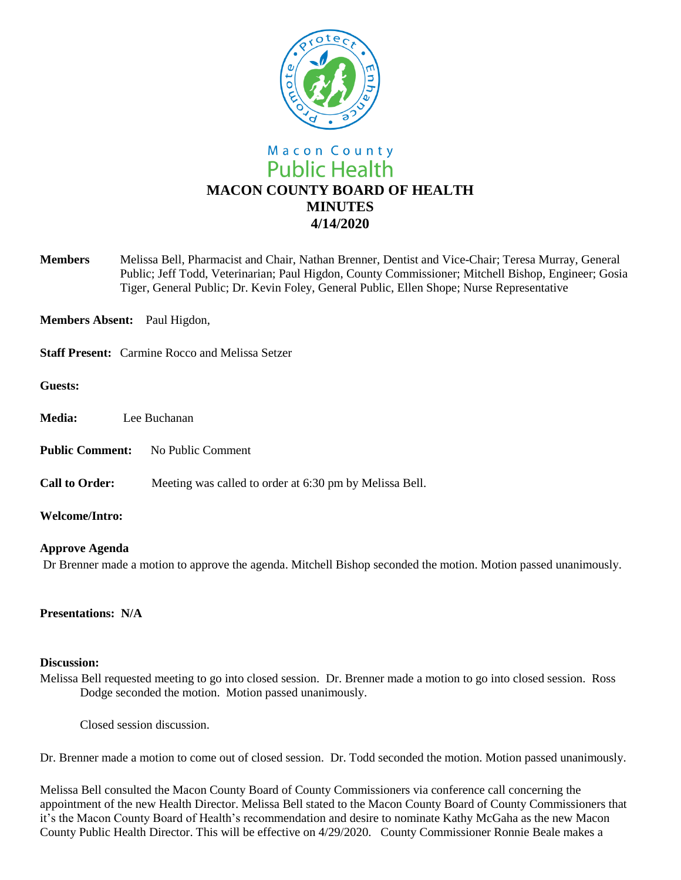Macon County
Public Health

# MACON COUNTY BOARD OF HEALTH
# MINUTES
# 4/14/2020

**Members** Melissa Bell, Pharmacist and Chair, Nathan Brenner, Dentist and Vice-Chair; Teresa Murray, General Public; Jeff Todd, Veterinarian; Paul Higdon, County Commissioner; Mitchell Bishop, Engineer; Gosia Tiger, General Public; Dr. Kevin Foley, General Public, Ellen Shope; Nurse Representative

**Members Absent:** Paul Higdon,

**Staff Present:** Carmine Rocco and Melissa Setzer

**Guests:**

**Media:** Lee Buchanan

**Public Comment:** No Public Comment

**Call to Order:** Meeting was called to order at 6:30 pm by Melissa Bell.

**Welcome/Intro:**

**Approve Agenda**

Dr Brenner made a motion to approve the agenda. Mitchell Bishop seconded the motion. Motion passed unanimously.

**Presentations: N/A**

**Discussion:**

Melissa Bell requested meeting to go into closed session. Dr. Brenner made a motion to go into closed session. Ross Dodge seconded the motion. Motion passed unanimously.

Closed session discussion.

Dr. Brenner made a motion to come out of closed session. Dr. Todd seconded the motion. Motion passed unanimously.

Melissa Bell consulted the Macon County Board of County Commissioners via conference call concerning the appointment of the new Health Director. Melissa Bell stated to the Macon County Board of County Commissioners that it's the Macon County Board of Health's recommendation and desire to nominate Kathy McGaha as the new Macon County Public Health Director. This will be effective on 4/29/2020. County Commissioner Ronnie Beale makes a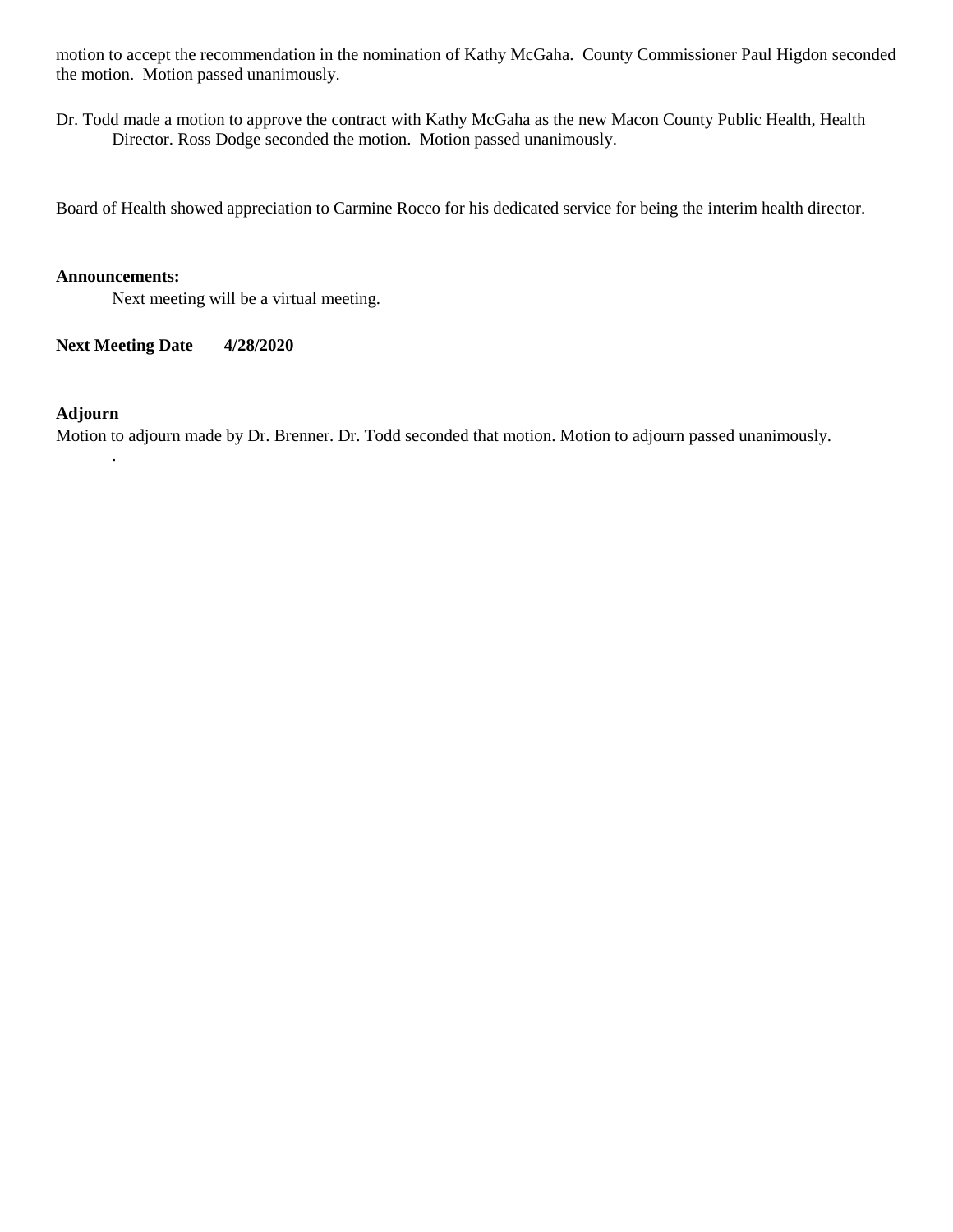motion to accept the recommendation in the nomination of Kathy McGaha. County Commissioner Paul Higdon seconded the motion. Motion passed unanimously.

Dr. Todd made a motion to approve the contract with Kathy McGaha as the new Macon County Public Health, Health Director. Ross Dodge seconded the motion. Motion passed unanimously.

Board of Health showed appreciation to Carmine Rocco for his dedicated service for being the interim health director.

**Announcements:**

Next meeting will be a virtual meeting.

**Next Meeting Date 4/28/2020**

**Adjourn**

Motion to adjourn made by Dr. Brenner. Dr. Todd seconded that motion. Motion to adjourn passed unanimously.

.